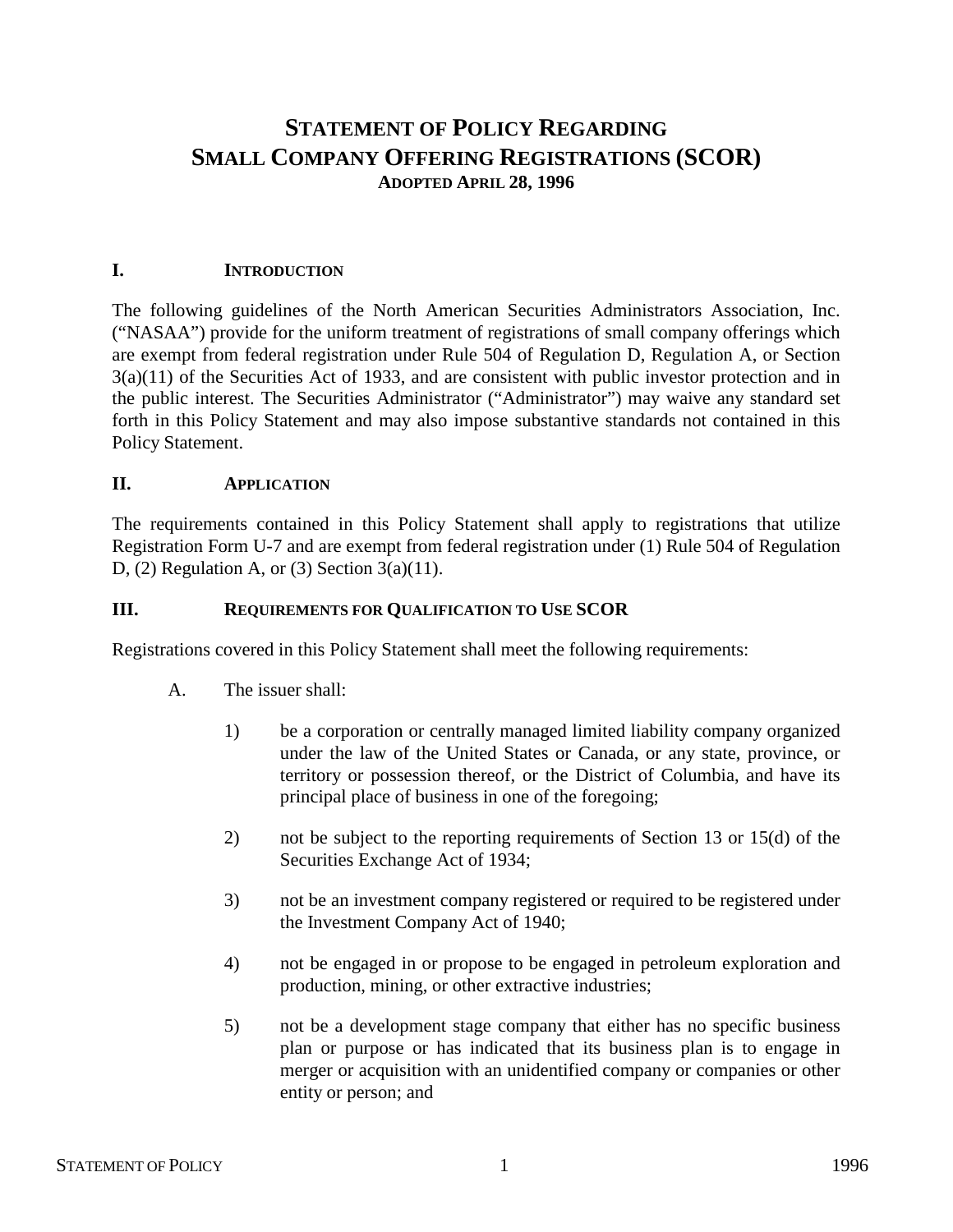# STATEMENT OF POLICY REGARDING SMALL COMPANY OFFERING REGISTRATIONS (SCOR)

**ADOPTED APRIL 28, 1996**

## I. INTRODUCTION

The following guidelines of the North American Securities Administrators Association, Inc. ("NASAA") provide for the uniform treatment of registrations of small company offerings which are exempt from federal registration under Rule 504 of Regulation D, Regulation A, or Section 3(a)(11) of the Securities Act of 1933, and are consistent with public investor protection and in the public interest. The Securities Administrator ("Administrator") may waive any standard set forth in this Policy Statement and may also impose substantive standards not contained in this Policy Statement.

## II. APPLICATION

The requirements contained in this Policy Statement shall apply to registrations that utilize Registration Form U-7 and are exempt from federal registration under (1) Rule 504 of Regulation D, (2) Regulation A, or (3) Section 3(a)(11).

## III. REQUIREMENTS FOR QUALIFICATION TO USE SCOR

Registrations covered in this Policy Statement shall meet the following requirements:

A. The issuer shall:

1) be a corporation or centrally managed limited liability company organized under the law of the United States or Canada, or any state, province, or territory or possession thereof, or the District of Columbia, and have its principal place of business in one of the foregoing;

2) not be subject to the reporting requirements of Section 13 or 15(d) of the Securities Exchange Act of 1934;

3) not be an investment company registered or required to be registered under the Investment Company Act of 1940;

4) not be engaged in or propose to be engaged in petroleum exploration and production, mining, or other extractive industries;

5) not be a development stage company that either has no specific business plan or purpose or has indicated that its business plan is to engage in merger or acquisition with an unidentified company or companies or other entity or person; and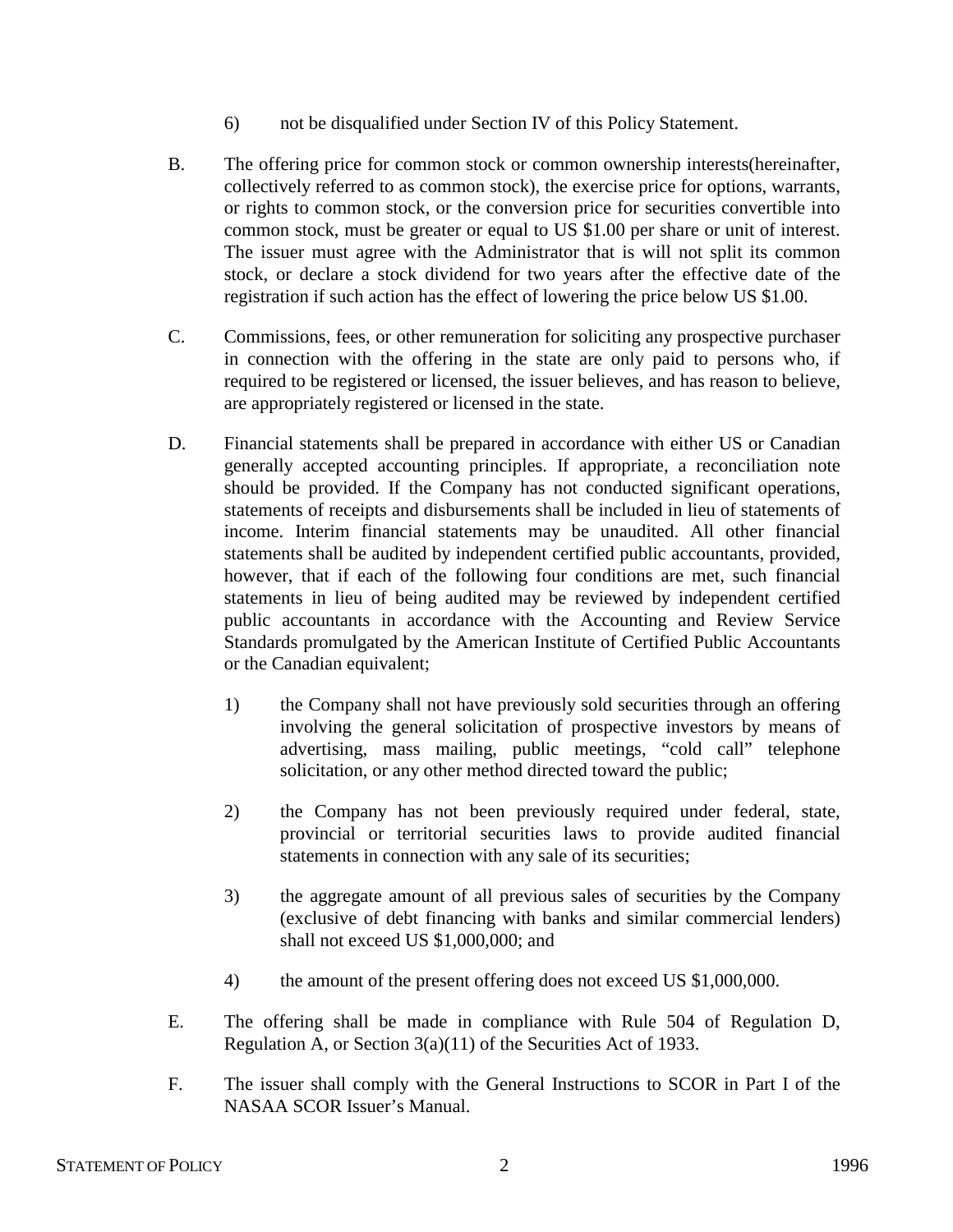6) not be disqualified under Section IV of this Policy Statement.

B. The offering price for common stock or common ownership interests(hereinafter, collectively referred to as common stock), the exercise price for options, warrants, or rights to common stock, or the conversion price for securities convertible into common stock, must be greater or equal to US $1.00 per share or unit of interest. The issuer must agree with the Administrator that is will not split its common stock, or declare a stock dividend for two years after the effective date of the registration if such action has the effect of lowering the price below US $1.00.

C. Commissions, fees, or other remuneration for soliciting any prospective purchaser in connection with the offering in the state are only paid to persons who, if required to be registered or licensed, the issuer believes, and has reason to believe, are appropriately registered or licensed in the state.

D. Financial statements shall be prepared in accordance with either US or Canadian generally accepted accounting principles. If appropriate, a reconciliation note should be provided. If the Company has not conducted significant operations, statements of receipts and disbursements shall be included in lieu of statements of income. Interim financial statements may be unaudited. All other financial statements shall be audited by independent certified public accountants, provided, however, that if each of the following four conditions are met, such financial statements in lieu of being audited may be reviewed by independent certified public accountants in accordance with the Accounting and Review Service Standards promulgated by the American Institute of Certified Public Accountants or the Canadian equivalent;

   1) the Company shall not have previously sold securities through an offering involving the general solicitation of prospective investors by means of advertising, mass mailing, public meetings, "cold call" telephone solicitation, or any other method directed toward the public;

   2) the Company has not been previously required under federal, state, provincial or territorial securities laws to provide audited financial statements in connection with any sale of its securities;

   3) the aggregate amount of all previous sales of securities by the Company (exclusive of debt financing with banks and similar commercial lenders) shall not exceed US $1,000,000; and

   4) the amount of the present offering does not exceed US $1,000,000.

E. The offering shall be made in compliance with Rule 504 of Regulation D, Regulation A, or Section 3(a)(11) of the Securities Act of 1933.

F. The issuer shall comply with the General Instructions to SCOR in Part I of the NASAA SCOR Issuer's Manual.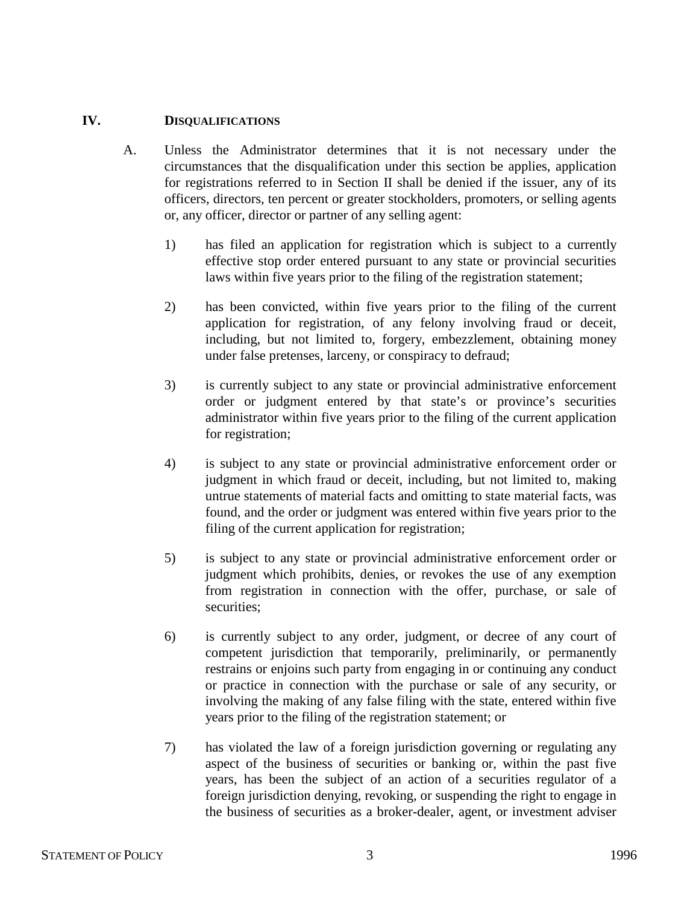## IV. DISQUALIFICATIONS

A. Unless the Administrator determines that it is not necessary under the circumstances that the disqualification under this section be applies, application for registrations referred to in Section II shall be denied if the issuer, any of its officers, directors, ten percent or greater stockholders, promoters, or selling agents or, any officer, director or partner of any selling agent:

1) has filed an application for registration which is subject to a currently effective stop order entered pursuant to any state or provincial securities laws within five years prior to the filing of the registration statement;

2) has been convicted, within five years prior to the filing of the current application for registration, of any felony involving fraud or deceit, including, but not limited to, forgery, embezzlement, obtaining money under false pretenses, larceny, or conspiracy to defraud;

3) is currently subject to any state or provincial administrative enforcement order or judgment entered by that state's or province's securities administrator within five years prior to the filing of the current application for registration;

4) is subject to any state or provincial administrative enforcement order or judgment in which fraud or deceit, including, but not limited to, making untrue statements of material facts and omitting to state material facts, was found, and the order or judgment was entered within five years prior to the filing of the current application for registration;

5) is subject to any state or provincial administrative enforcement order or judgment which prohibits, denies, or revokes the use of any exemption from registration in connection with the offer, purchase, or sale of securities;

6) is currently subject to any order, judgment, or decree of any court of competent jurisdiction that temporarily, preliminarily, or permanently restrains or enjoins such party from engaging in or continuing any conduct or practice in connection with the purchase or sale of any security, or involving the making of any false filing with the state, entered within five years prior to the filing of the registration statement; or

7) has violated the law of a foreign jurisdiction governing or regulating any aspect of the business of securities or banking or, within the past five years, has been the subject of an action of a securities regulator of a foreign jurisdiction denying, revoking, or suspending the right to engage in the business of securities as a broker-dealer, agent, or investment adviser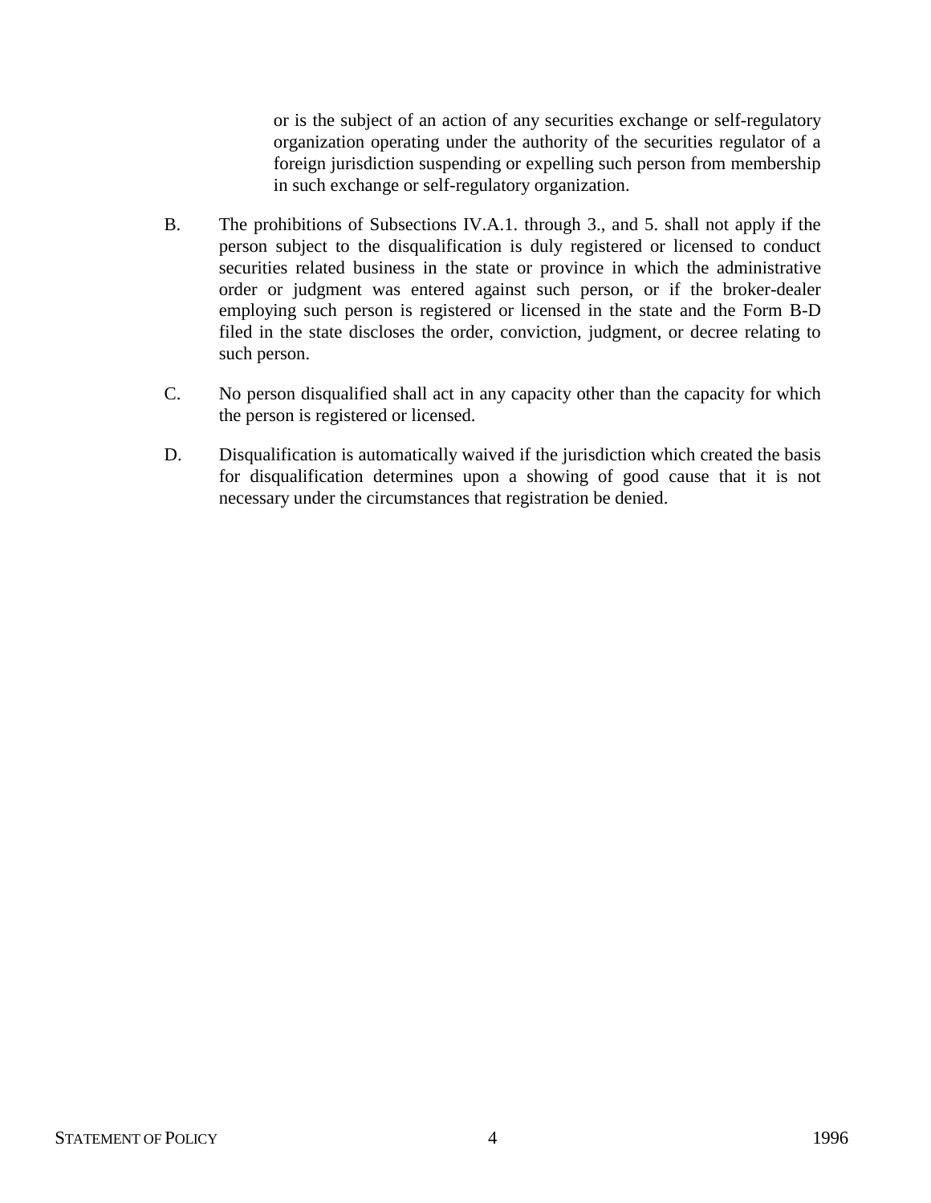or is the subject of an action of any securities exchange or self-regulatory organization operating under the authority of the securities regulator of a foreign jurisdiction suspending or expelling such person from membership in such exchange or self-regulatory organization.

B. The prohibitions of Subsections IV.A.1. through 3., and 5. shall not apply if the person subject to the disqualification is duly registered or licensed to conduct securities related business in the state or province in which the administrative order or judgment was entered against such person, or if the broker-dealer employing such person is registered or licensed in the state and the Form B-D filed in the state discloses the order, conviction, judgment, or decree relating to such person.

C. No person disqualified shall act in any capacity other than the capacity for which the person is registered or licensed.

D. Disqualification is automatically waived if the jurisdiction which created the basis for disqualification determines upon a showing of good cause that it is not necessary under the circumstances that registration be denied.